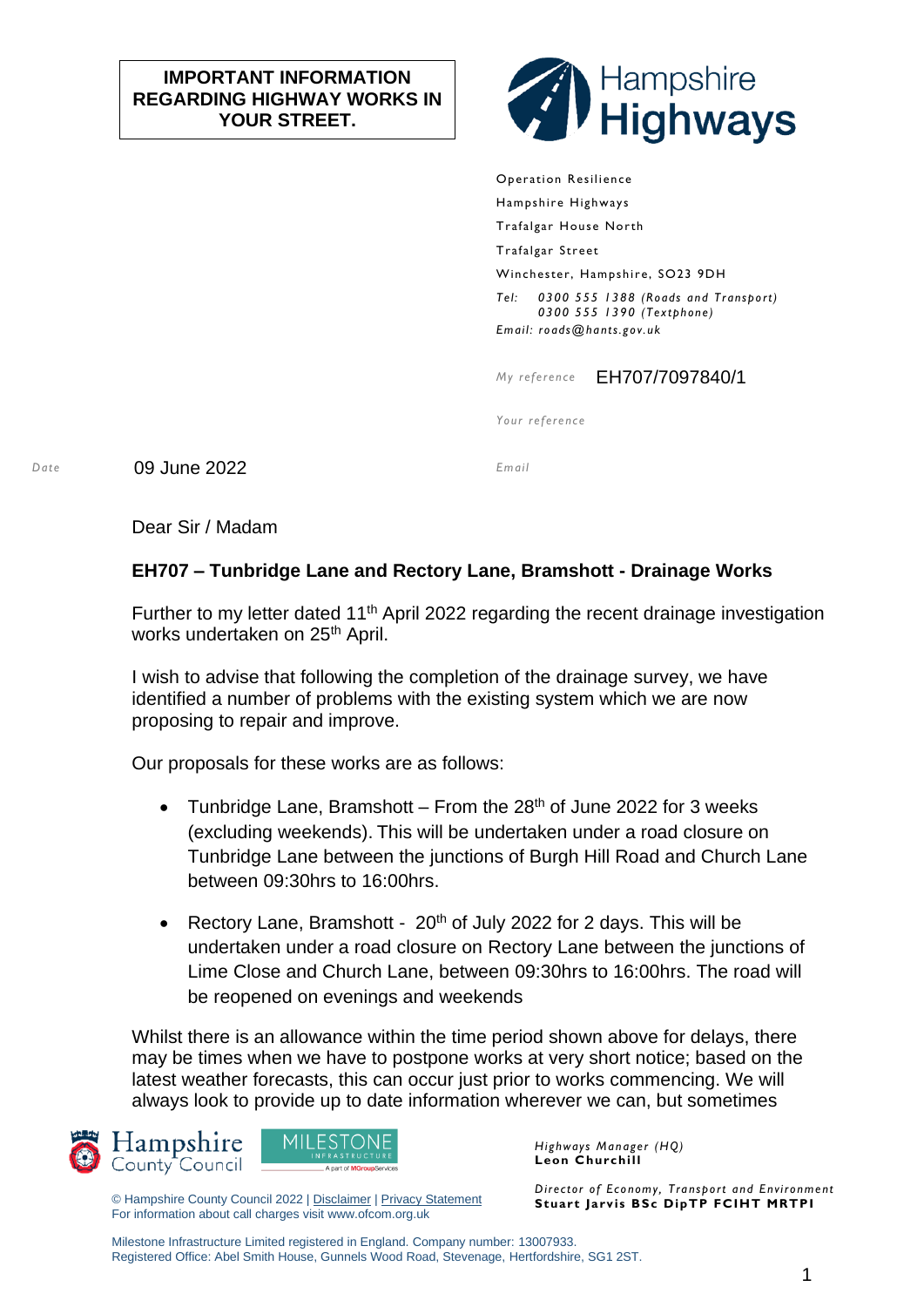**IMPORTANT INFORMATION REGARDING HIGHWAY WORKS IN YOUR STREET.**

Hampshire Highways

Operation Resilience
Hampshire Highways
Trafalgar House North
Trafalgar Street
Winchester, Hampshire, SO23 9DH

*Tel:* *0300 555 1388 (Roads and Transport)*
*0300 555 1390 (Textphone)*
*Email: roads@hants.gov.uk*

*My reference* EH707/7097840/1

*Your reference*

*Date* 09 June 2022

*Email*

Dear Sir / Madam

**EH707 – Tunbridge Lane and Rectory Lane, Bramshott - Drainage Works**

Further to my letter dated 11th April 2022 regarding the recent drainage investigation works undertaken on 25th April.

I wish to advise that following the completion of the drainage survey, we have identified a number of problems with the existing system which we are now proposing to repair and improve.

Our proposals for these works are as follows:

- Tunbridge Lane, Bramshott – From the 28th of June 2022 for 3 weeks (excluding weekends). This will be undertaken under a road closure on Tunbridge Lane between the junctions of Burgh Hill Road and Church Lane between 09:30hrs to 16:00hrs.
- Rectory Lane, Bramshott - 20th of July 2022 for 2 days. This will be undertaken under a road closure on Rectory Lane between the junctions of Lime Close and Church Lane, between 09:30hrs to 16:00hrs. The road will be reopened on evenings and weekends

Whilst there is an allowance within the time period shown above for delays, there may be times when we have to postpone works at very short notice; based on the latest weather forecasts, this can occur just prior to works commencing. We will always look to provide up to date information wherever we can, but sometimes

Hampshire County Council | MILESTONE INFRASTRUCTURE A part of MGroupServices

© Hampshire County Council 2022 | Disclaimer | Privacy Statement
For information about call charges visit www.ofcom.org.uk

*Highways Manager (HQ)*
**Leon Churchill**

*Director of Economy, Transport and Environment*
**Stuart Jarvis BSc DipTP FCIHT MRTPI**

Milestone Infrastructure Limited registered in England. Company number: 13007933.
Registered Office: Abel Smith House, Gunnels Wood Road, Stevenage, Hertfordshire, SG1 2ST.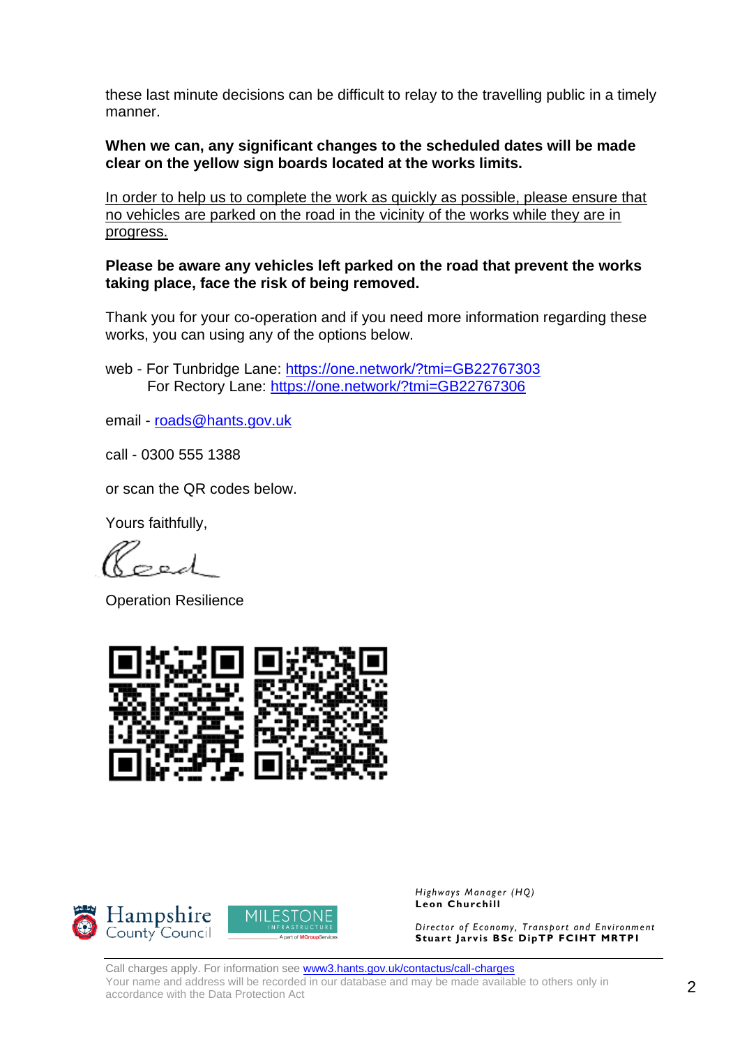these last minute decisions can be difficult to relay to the travelling public in a timely manner.

**When we can, any significant changes to the scheduled dates will be made clear on the yellow sign boards located at the works limits.**

In order to help us to complete the work as quickly as possible, please ensure that no vehicles are parked on the road in the vicinity of the works while they are in progress.

**Please be aware any vehicles left parked on the road that prevent the works taking place, face the risk of being removed.**

Thank you for your co-operation and if you need more information regarding these works, you can using any of the options below.

web - For Tunbridge Lane: https://one.network/?tmi=GB22767303
For Rectory Lane: https://one.network/?tmi=GB22767306

email - roads@hants.gov.uk

call - 0300 555 1388

or scan the QR codes below.

Yours faithfully,

Operation Resilience

*Highways Manager (HQ)*
**Leon Churchill**

*Director of Economy, Transport and Environment*
**Stuart Jarvis BSc DipTP FCIHT MRTPI**

Call charges apply. For information see www3.hants.gov.uk/contactus/call-charges
Your name and address will be recorded in our database and may be made available to others only in accordance with the Data Protection Act